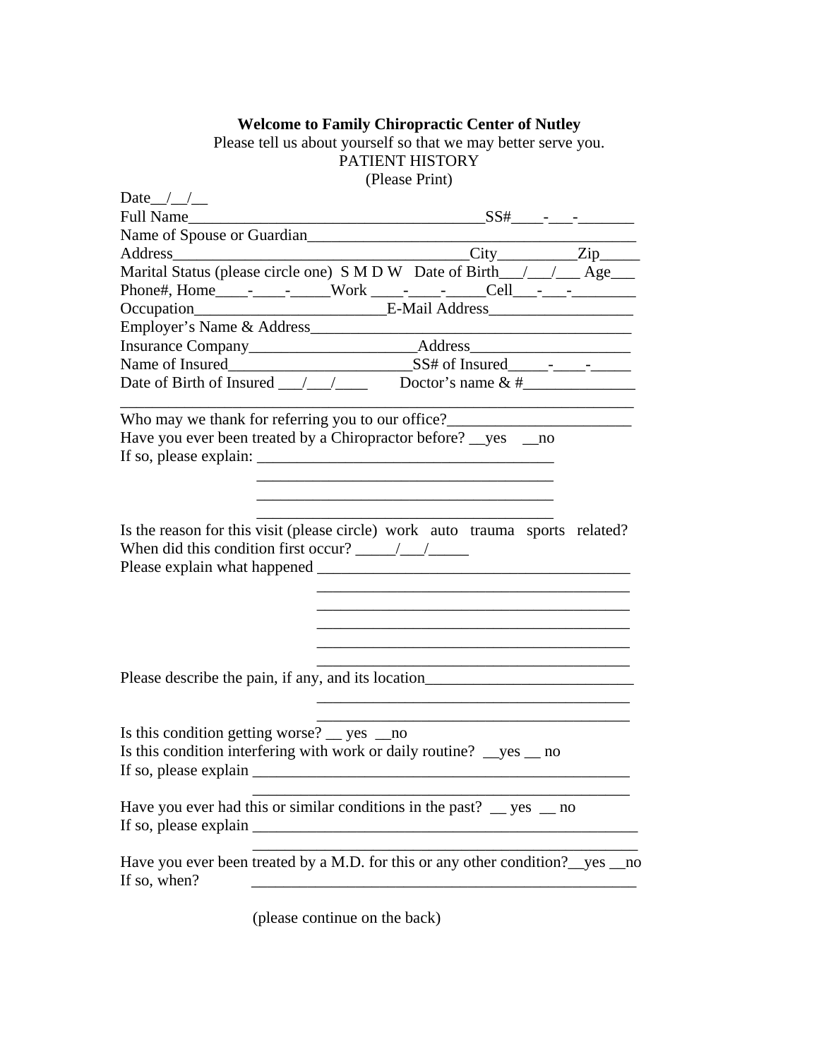**Welcome to Family Chiropractic Center of Nutley**

Please tell us about yourself so that we may better serve you.

PATIENT HISTORY

(Please Print)

Date__/__/__

Full Name______________________________________SS#____-___-_______

Name of Spouse or Guardian__________________________________________

Address____________________________________City_________Zip_____

Marital Status (please circle one) S M D W Date of Birth___/___/___ Age___

Phone#, Home____-____-_____Work ____-____-_____Cell___-___-________

Occupation_______________________E-Mail Address__________________

Employer's Name & Address_________________________________________

Insurance Company_____________________Address____________________

Name of Insured_______________________SS# of Insured_____-____-_____

Date of Birth of Insured ___/___/____ Doctor's name & #______________

___________________________________________________________________

Who may we thank for referring you to our office?_______________________

Have you ever been treated by a Chiropractor before? __yes __no

If so, please explain: _____________________________________

_____________________________________

_____________________________________

_____________________________________

Is the reason for this visit (please circle) work auto trauma sports related?

When did this condition first occur? _____/___/_____

Please explain what happened _________________________________________

_________________________________________

_________________________________________

_________________________________________

_________________________________________

_________________________________________

Please describe the pain, if any, and its location__________________________

_________________________________________

_________________________________________

Is this condition getting worse? __ yes __no

Is this condition interfering with work or daily routine? __yes __ no

If so, please explain __________________________________________________

__________________________________________________

Have you ever had this or similar conditions in the past? __ yes __ no

If so, please explain ____________________________________________________

____________________________________________________

Have you ever been treated by a M.D. for this or any other condition?__yes __no

If so, when? ____________________________________________________

(please continue on the back)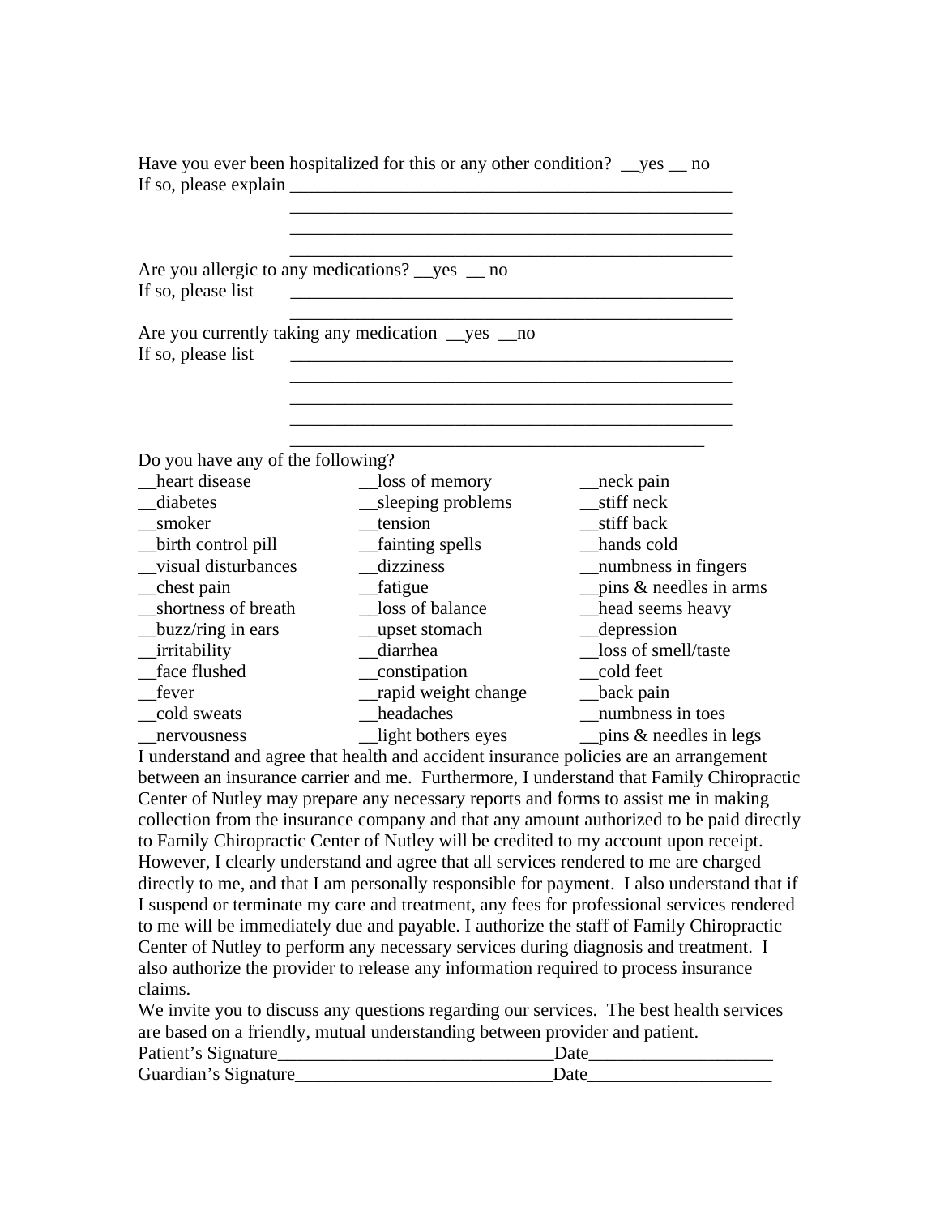Have you ever been hospitalized for this or any other condition? __yes __ no

If so, please explain ___________________________________________________

___________________________________________________

___________________________________________________

___________________________________________________

Are you allergic to any medications? __yes __ no

If so, please list ___________________________________________________

___________________________________________________

Are you currently taking any medication __yes __no

If so, please list ___________________________________________________

___________________________________________________

___________________________________________________

___________________________________________________

________________________________________________

Do you have any of the following?

| | | |
|---|---|---|
| __heart disease | __loss of memory | __neck pain |
| __diabetes | __sleeping problems | __stiff neck |
| __smoker | __tension | __stiff back |
| __birth control pill | __fainting spells | __hands cold |
| __visual disturbances | __dizziness | __numbness in fingers |
| __chest pain | __fatigue | __pins & needles in arms |
| __shortness of breath | __loss of balance | __head seems heavy |
| __buzz/ring in ears | __upset stomach | __depression |
| __irritability | __diarrhea | __loss of smell/taste |
| __face flushed | __constipation | __cold feet |
| __fever | __rapid weight change | __back pain |
| __cold sweats | __headaches | __numbness in toes |
| __nervousness | __light bothers eyes | __pins & needles in legs |

I understand and agree that health and accident insurance policies are an arrangement between an insurance carrier and me. Furthermore, I understand that Family Chiropractic Center of Nutley may prepare any necessary reports and forms to assist me in making collection from the insurance company and that any amount authorized to be paid directly to Family Chiropractic Center of Nutley will be credited to my account upon receipt. However, I clearly understand and agree that all services rendered to me are charged directly to me, and that I am personally responsible for payment. I also understand that if I suspend or terminate my care and treatment, any fees for professional services rendered to me will be immediately due and payable. I authorize the staff of Family Chiropractic Center of Nutley to perform any necessary services during diagnosis and treatment. I also authorize the provider to release any information required to process insurance claims.

We invite you to discuss any questions regarding our services. The best health services are based on a friendly, mutual understanding between provider and patient.

Patient's Signature______________________________Date____________________

Guardian's Signature____________________________Date____________________